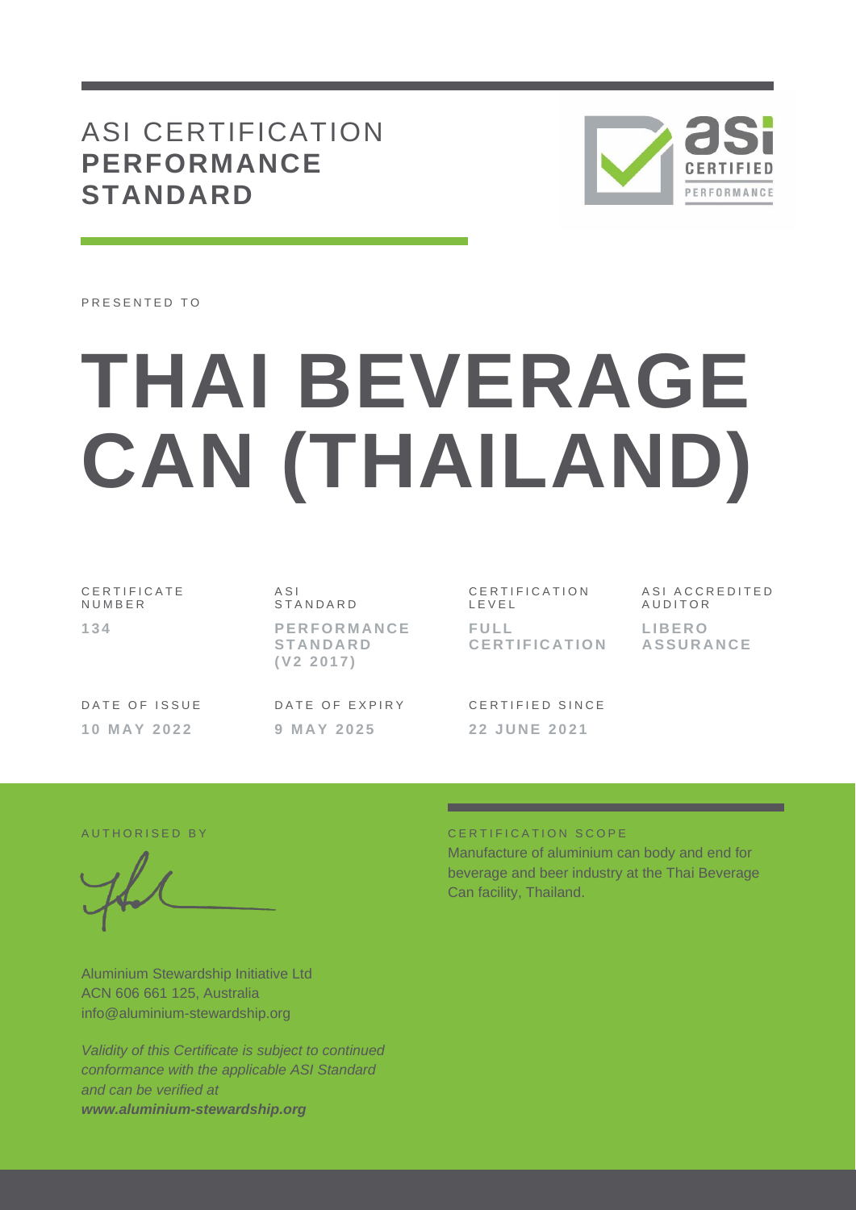# ASI CERTIFICATION **PERFORMANCE STANDARD**

PRESENTED TO

# THAI BEVERAGE CAN (THAILAND)

| CERTIFICATE NUMBER | ASI STANDARD | CERTIFICATION LEVEL | ASI ACCREDITED AUDITOR |
|---|---|---|---|
| **134** | **PERFORMANCE STANDARD (V2 2017)** | **FULL CERTIFICATION** | **LIBERO ASSURANCE** |

| DATE OF ISSUE | DATE OF EXPIRY | CERTIFIED SINCE |
|---|---|---|
| **10 MAY 2022** | **9 MAY 2025** | **22 JUNE 2021** |

AUTHORISED BY

Aluminium Stewardship Initiative Ltd
ACN 606 661 125, Australia
info@aluminium-stewardship.org

*Validity of this Certificate is subject to continued conformance with the applicable ASI Standard and can be verified at* ***www.aluminium-stewardship.org***

CERTIFICATION SCOPE

Manufacture of aluminium can body and end for beverage and beer industry at the Thai Beverage Can facility, Thailand.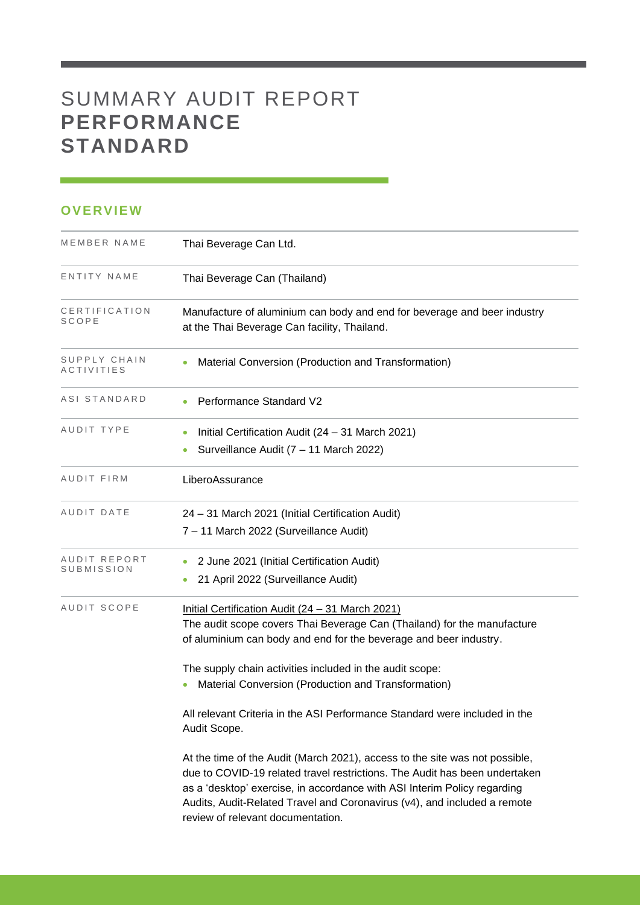# SUMMARY AUDIT REPORT **PERFORMANCE STANDARD**

## OVERVIEW

| | |
|---|---|
| MEMBER NAME | Thai Beverage Can Ltd. |
| ENTITY NAME | Thai Beverage Can (Thailand) |
| CERTIFICATION SCOPE | Manufacture of aluminium can body and end for beverage and beer industry at the Thai Beverage Can facility, Thailand. |
| SUPPLY CHAIN ACTIVITIES | • Material Conversion (Production and Transformation) |
| ASI STANDARD | • Performance Standard V2 |
| AUDIT TYPE | • Initial Certification Audit (24 – 31 March 2021)<br>• Surveillance Audit (7 – 11 March 2022) |
| AUDIT FIRM | LiberoAssurance |
| AUDIT DATE | 24 – 31 March 2021 (Initial Certification Audit)<br>7 – 11 March 2022 (Surveillance Audit) |
| AUDIT REPORT SUBMISSION | • 2 June 2021 (Initial Certification Audit)<br>• 21 April 2022 (Surveillance Audit) |
| AUDIT SCOPE | Initial Certification Audit (24 – 31 March 2021)<br>The audit scope covers Thai Beverage Can (Thailand) for the manufacture of aluminium can body and end for the beverage and beer industry.<br><br>The supply chain activities included in the audit scope:<br>• Material Conversion (Production and Transformation)<br><br>All relevant Criteria in the ASI Performance Standard were included in the Audit Scope.<br><br>At the time of the Audit (March 2021), access to the site was not possible, due to COVID-19 related travel restrictions. The Audit has been undertaken as a 'desktop' exercise, in accordance with ASI Interim Policy regarding Audits, Audit-Related Travel and Coronavirus (v4), and included a remote review of relevant documentation. |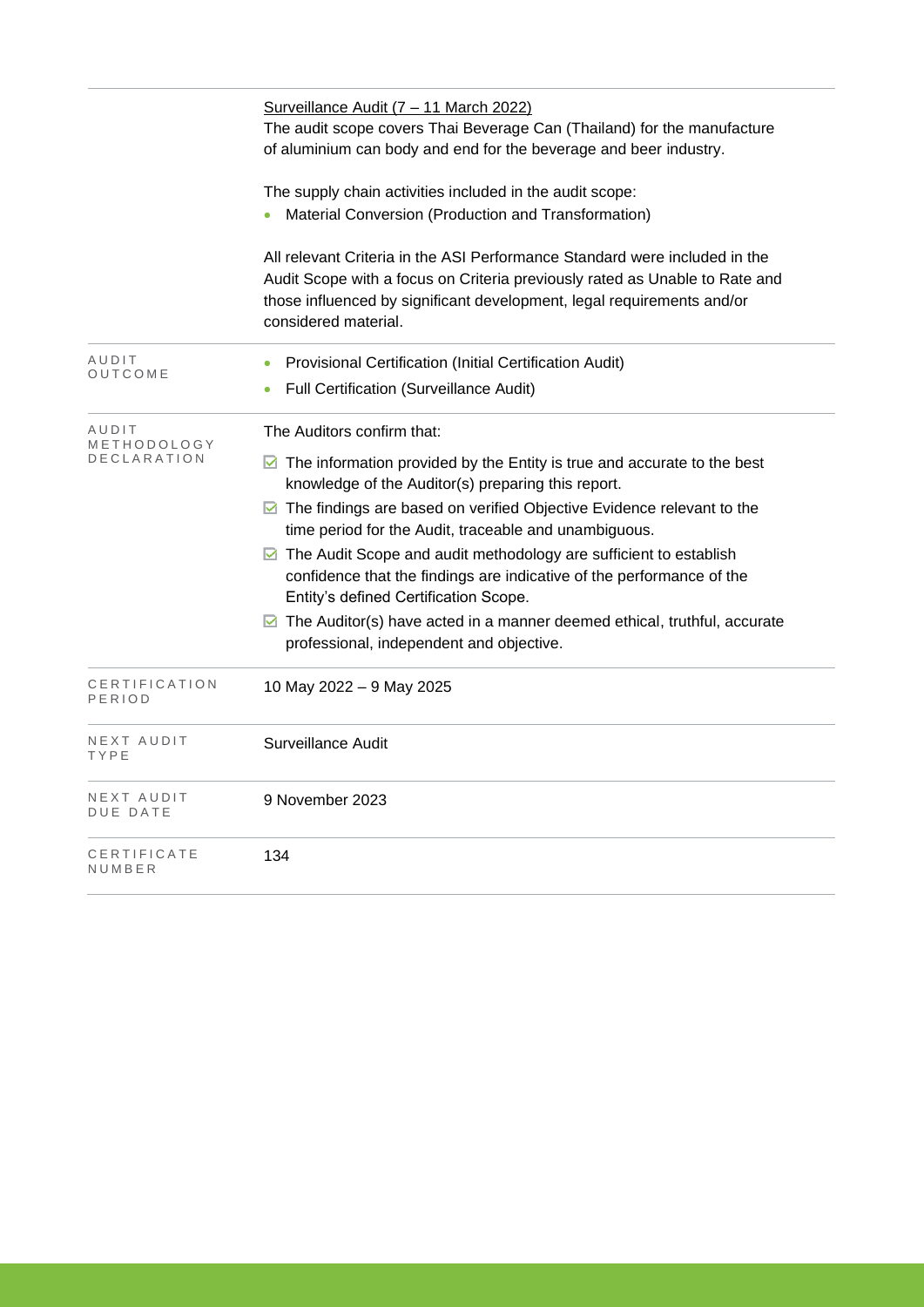| | |
|---|---|
| | <u>Surveillance Audit (7 – 11 March 2022)</u><br>The audit scope covers Thai Beverage Can (Thailand) for the manufacture of aluminium can body and end for the beverage and beer industry.<br><br>The supply chain activities included in the audit scope:<br>• Material Conversion (Production and Transformation)<br><br>All relevant Criteria in the ASI Performance Standard were included in the Audit Scope with a focus on Criteria previously rated as Unable to Rate and those influenced by significant development, legal requirements and/or considered material. |
| AUDIT OUTCOME | • Provisional Certification (Initial Certification Audit)<br>• Full Certification (Surveillance Audit) |
| AUDIT METHODOLOGY DECLARATION | The Auditors confirm that:<br>☑ The information provided by the Entity is true and accurate to the best knowledge of the Auditor(s) preparing this report.<br>☑ The findings are based on verified Objective Evidence relevant to the time period for the Audit, traceable and unambiguous.<br>☑ The Audit Scope and audit methodology are sufficient to establish confidence that the findings are indicative of the performance of the Entity's defined Certification Scope.<br>☑ The Auditor(s) have acted in a manner deemed ethical, truthful, accurate professional, independent and objective. |
| CERTIFICATION PERIOD | 10 May 2022 – 9 May 2025 |
| NEXT AUDIT TYPE | Surveillance Audit |
| NEXT AUDIT DUE DATE | 9 November 2023 |
| CERTIFICATE NUMBER | 134 |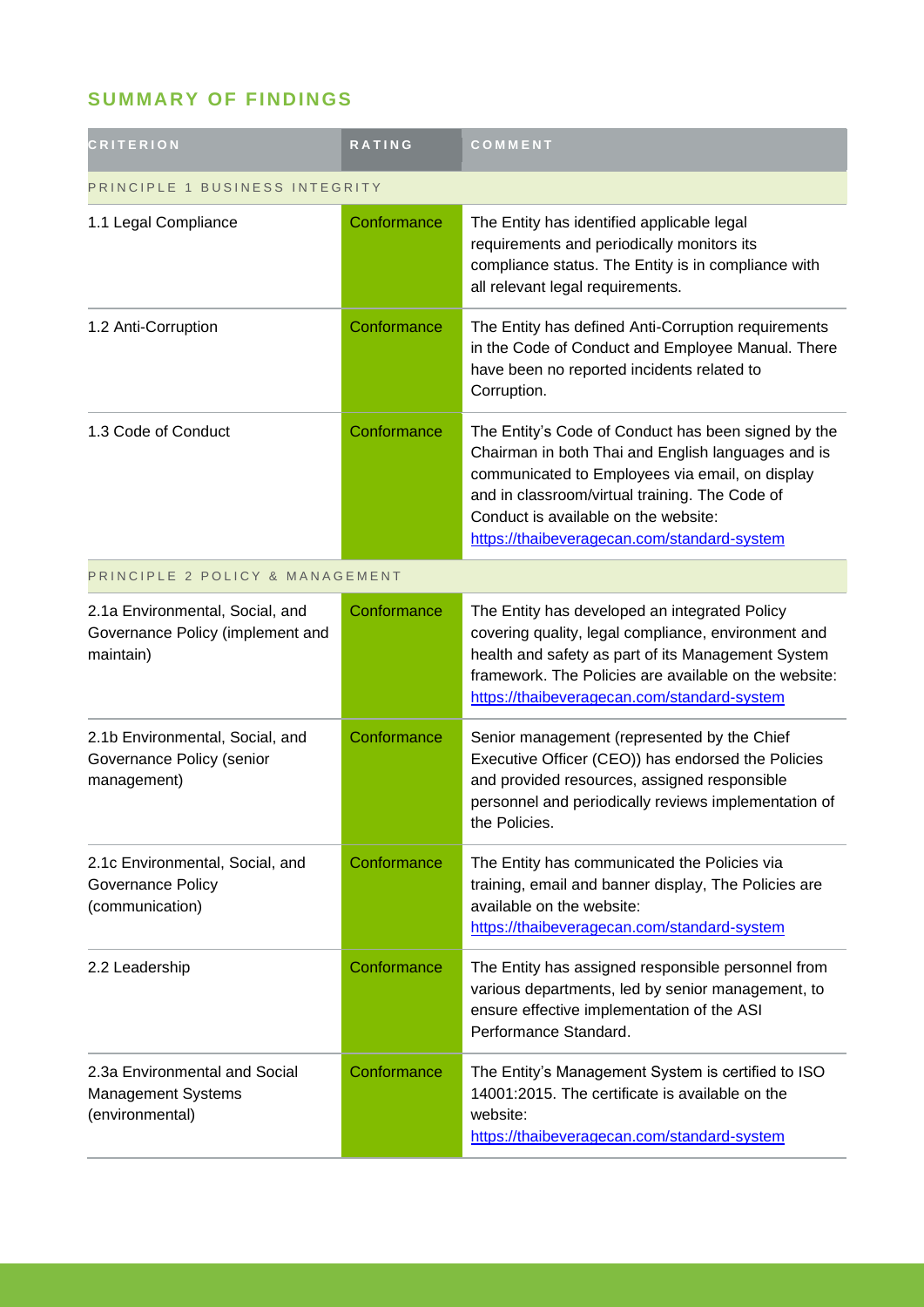## SUMMARY OF FINDINGS

| CRITERION | RATING | COMMENT |
|---|---|---|
| PRINCIPLE 1 BUSINESS INTEGRITY | | |
| 1.1 Legal Compliance | Conformance | The Entity has identified applicable legal requirements and periodically monitors its compliance status. The Entity is in compliance with all relevant legal requirements. |
| 1.2 Anti-Corruption | Conformance | The Entity has defined Anti-Corruption requirements in the Code of Conduct and Employee Manual. There have been no reported incidents related to Corruption. |
| 1.3 Code of Conduct | Conformance | The Entity's Code of Conduct has been signed by the Chairman in both Thai and English languages and is communicated to Employees via email, on display and in classroom/virtual training. The Code of Conduct is available on the website: https://thaibeveragecan.com/standard-system |
| PRINCIPLE 2 POLICY & MANAGEMENT | | |
| 2.1a Environmental, Social, and Governance Policy (implement and maintain) | Conformance | The Entity has developed an integrated Policy covering quality, legal compliance, environment and health and safety as part of its Management System framework. The Policies are available on the website: https://thaibeveragecan.com/standard-system |
| 2.1b Environmental, Social, and Governance Policy (senior management) | Conformance | Senior management (represented by the Chief Executive Officer (CEO)) has endorsed the Policies and provided resources, assigned responsible personnel and periodically reviews implementation of the Policies. |
| 2.1c Environmental, Social, and Governance Policy (communication) | Conformance | The Entity has communicated the Policies via training, email and banner display, The Policies are available on the website: https://thaibeveragecan.com/standard-system |
| 2.2 Leadership | Conformance | The Entity has assigned responsible personnel from various departments, led by senior management, to ensure effective implementation of the ASI Performance Standard. |
| 2.3a Environmental and Social Management Systems (environmental) | Conformance | The Entity's Management System is certified to ISO 14001:2015. The certificate is available on the website: https://thaibeveragecan.com/standard-system |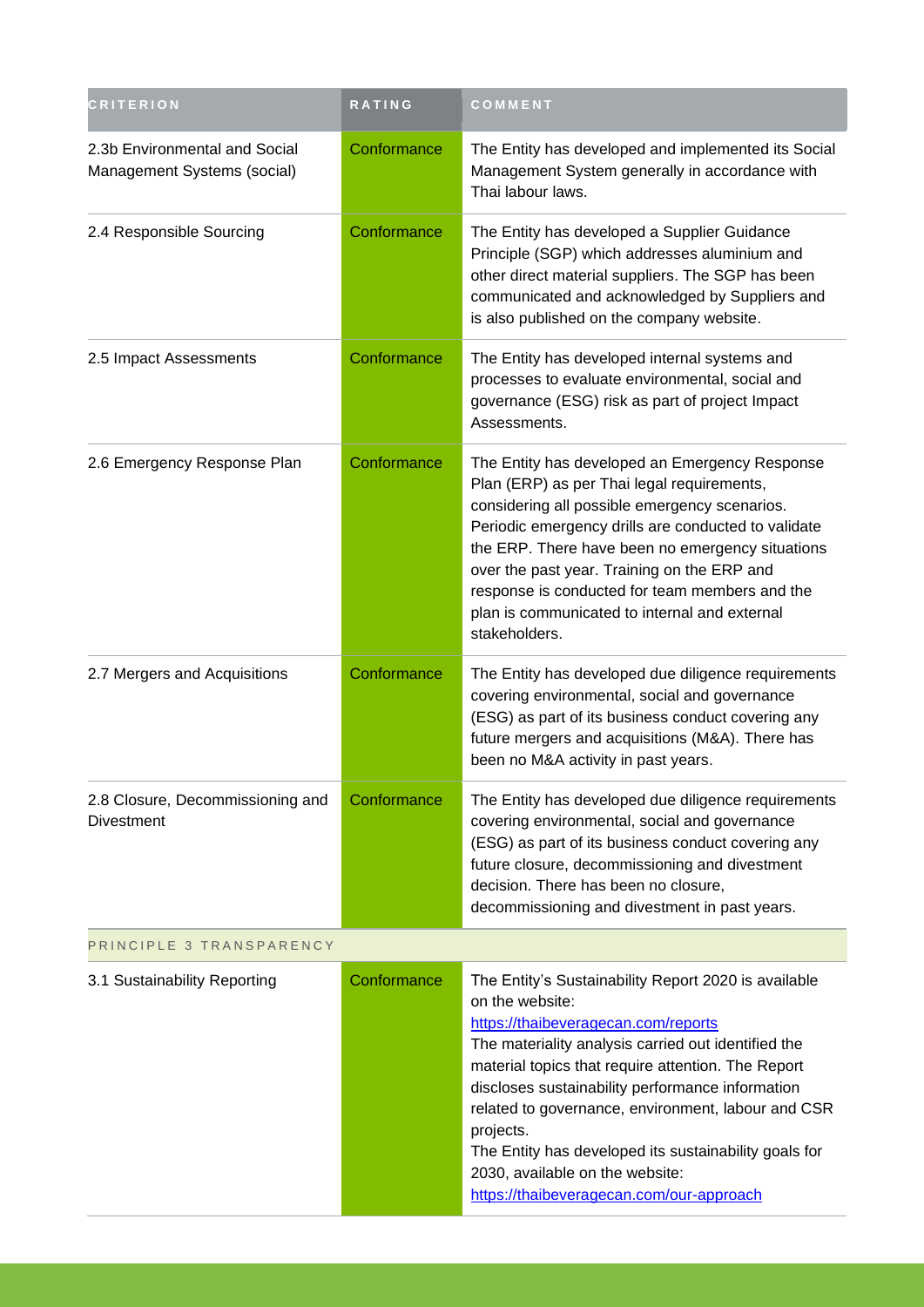| CRITERION | RATING | COMMENT |
| --- | --- | --- |
| 2.3b Environmental and Social Management Systems (social) | Conformance | The Entity has developed and implemented its Social Management System generally in accordance with Thai labour laws. |
| 2.4 Responsible Sourcing | Conformance | The Entity has developed a Supplier Guidance Principle (SGP) which addresses aluminium and other direct material suppliers. The SGP has been communicated and acknowledged by Suppliers and is also published on the company website. |
| 2.5 Impact Assessments | Conformance | The Entity has developed internal systems and processes to evaluate environmental, social and governance (ESG) risk as part of project Impact Assessments. |
| 2.6 Emergency Response Plan | Conformance | The Entity has developed an Emergency Response Plan (ERP) as per Thai legal requirements, considering all possible emergency scenarios. Periodic emergency drills are conducted to validate the ERP. There have been no emergency situations over the past year. Training on the ERP and response is conducted for team members and the plan is communicated to internal and external stakeholders. |
| 2.7 Mergers and Acquisitions | Conformance | The Entity has developed due diligence requirements covering environmental, social and governance (ESG) as part of its business conduct covering any future mergers and acquisitions (M&A). There has been no M&A activity in past years. |
| 2.8 Closure, Decommissioning and Divestment | Conformance | The Entity has developed due diligence requirements covering environmental, social and governance (ESG) as part of its business conduct covering any future closure, decommissioning and divestment decision. There has been no closure, decommissioning and divestment in past years. |
| PRINCIPLE 3 TRANSPARENCY | | |
| 3.1 Sustainability Reporting | Conformance | The Entity's Sustainability Report 2020 is available on the website: https://thaibeveragecan.com/reports The materiality analysis carried out identified the material topics that require attention. The Report discloses sustainability performance information related to governance, environment, labour and CSR projects. The Entity has developed its sustainability goals for 2030, available on the website: https://thaibeveragecan.com/our-approach |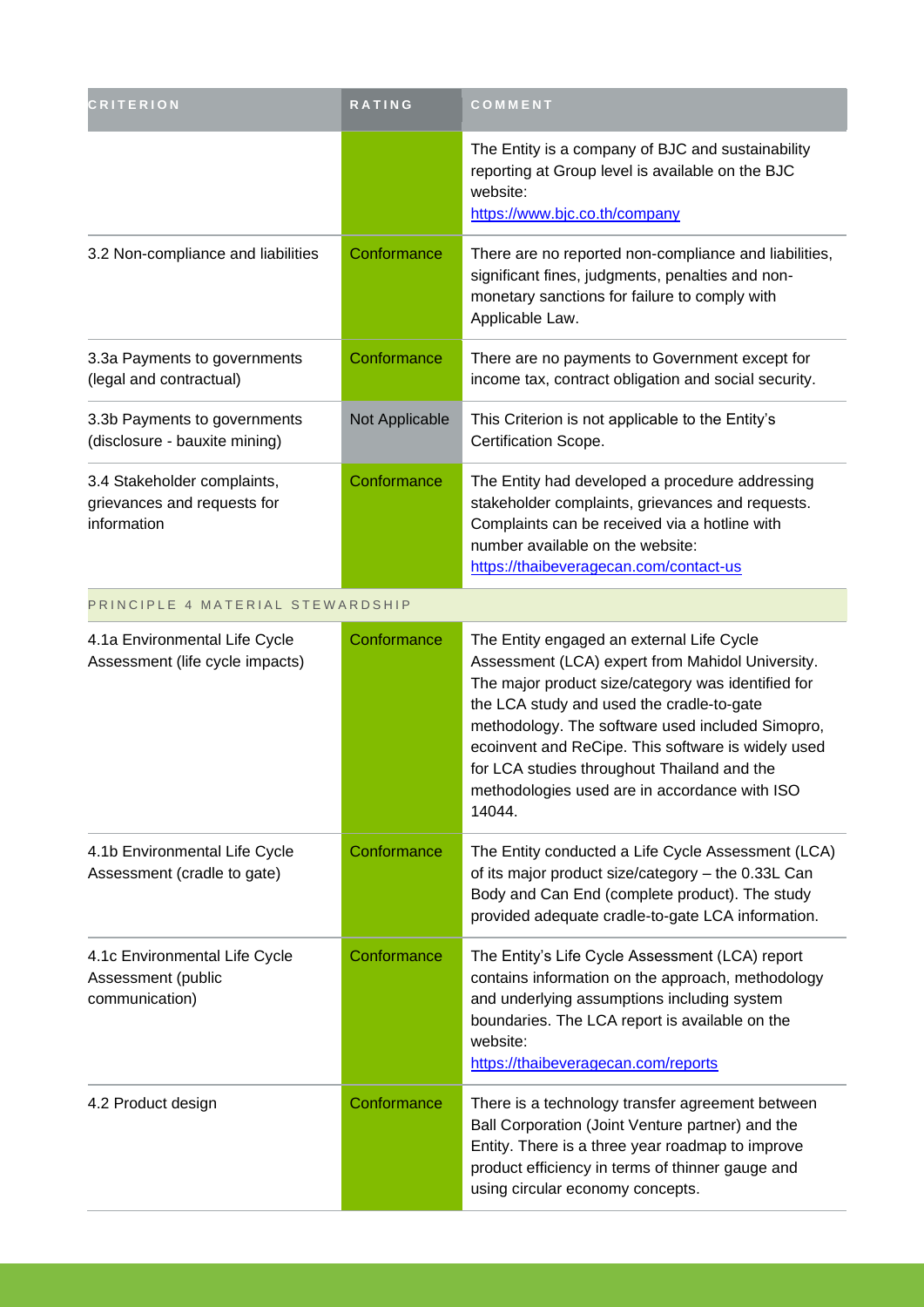| CRITERION | RATING | COMMENT |
|---|---|---|
| | | The Entity is a company of BJC and sustainability reporting at Group level is available on the BJC website: https://www.bjc.co.th/company |
| 3.2 Non-compliance and liabilities | Conformance | There are no reported non-compliance and liabilities, significant fines, judgments, penalties and non-monetary sanctions for failure to comply with Applicable Law. |
| 3.3a Payments to governments (legal and contractual) | Conformance | There are no payments to Government except for income tax, contract obligation and social security. |
| 3.3b Payments to governments (disclosure - bauxite mining) | Not Applicable | This Criterion is not applicable to the Entity's Certification Scope. |
| 3.4 Stakeholder complaints, grievances and requests for information | Conformance | The Entity had developed a procedure addressing stakeholder complaints, grievances and requests. Complaints can be received via a hotline with number available on the website: https://thaibeveragecan.com/contact-us |
| PRINCIPLE 4 MATERIAL STEWARDSHIP | | |
| 4.1a Environmental Life Cycle Assessment (life cycle impacts) | Conformance | The Entity engaged an external Life Cycle Assessment (LCA) expert from Mahidol University. The major product size/category was identified for the LCA study and used the cradle-to-gate methodology. The software used included Simopro, ecoinvent and ReCipe. This software is widely used for LCA studies throughout Thailand and the methodologies used are in accordance with ISO 14044. |
| 4.1b Environmental Life Cycle Assessment (cradle to gate) | Conformance | The Entity conducted a Life Cycle Assessment (LCA) of its major product size/category – the 0.33L Can Body and Can End (complete product). The study provided adequate cradle-to-gate LCA information. |
| 4.1c Environmental Life Cycle Assessment (public communication) | Conformance | The Entity's Life Cycle Assessment (LCA) report contains information on the approach, methodology and underlying assumptions including system boundaries. The LCA report is available on the website: https://thaibeveragecan.com/reports |
| 4.2 Product design | Conformance | There is a technology transfer agreement between Ball Corporation (Joint Venture partner) and the Entity. There is a three year roadmap to improve product efficiency in terms of thinner gauge and using circular economy concepts. |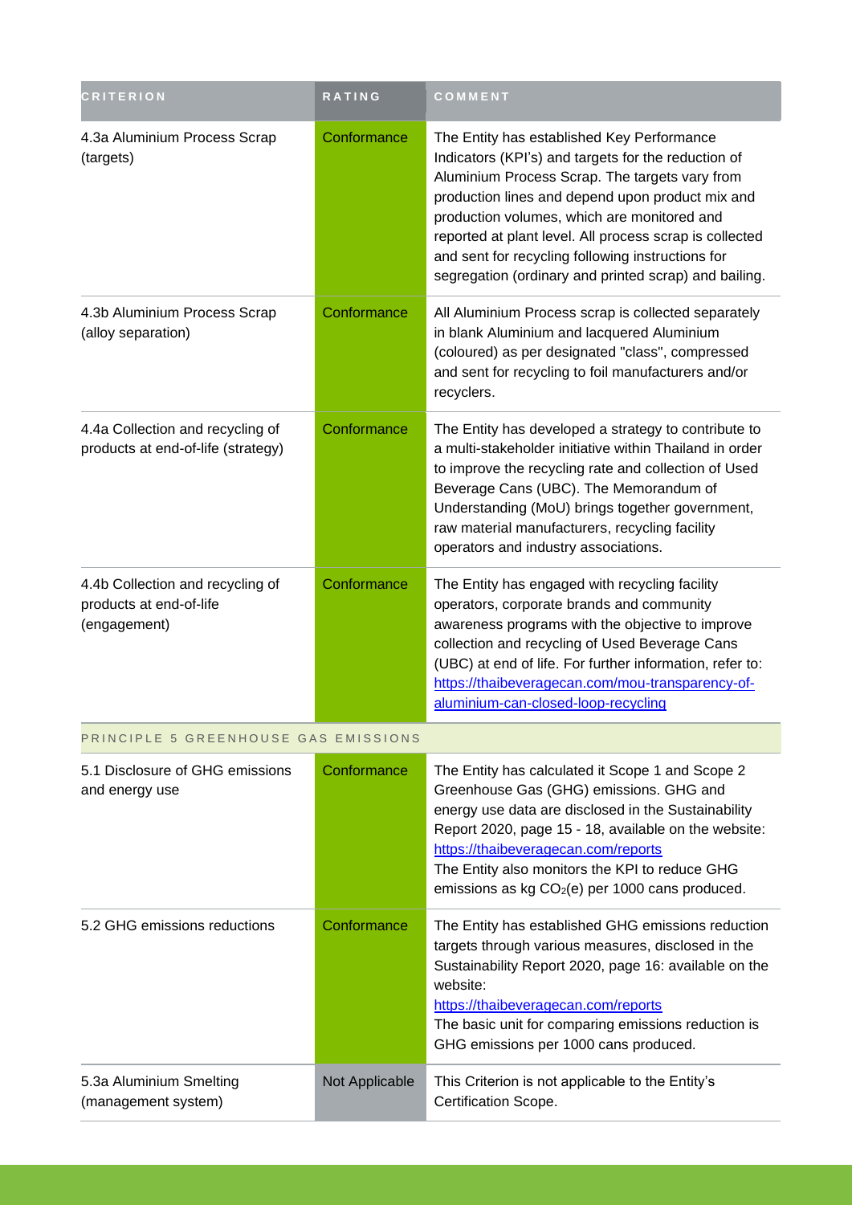| CRITERION | RATING | COMMENT |
|---|---|---|
| 4.3a Aluminium Process Scrap (targets) | Conformance | The Entity has established Key Performance Indicators (KPI's) and targets for the reduction of Aluminium Process Scrap. The targets vary from production lines and depend upon product mix and production volumes, which are monitored and reported at plant level. All process scrap is collected and sent for recycling following instructions for segregation (ordinary and printed scrap) and bailing. |
| 4.3b Aluminium Process Scrap (alloy separation) | Conformance | All Aluminium Process scrap is collected separately in blank Aluminium and lacquered Aluminium (coloured) as per designated "class", compressed and sent for recycling to foil manufacturers and/or recyclers. |
| 4.4a Collection and recycling of products at end-of-life (strategy) | Conformance | The Entity has developed a strategy to contribute to a multi-stakeholder initiative within Thailand in order to improve the recycling rate and collection of Used Beverage Cans (UBC). The Memorandum of Understanding (MoU) brings together government, raw material manufacturers, recycling facility operators and industry associations. |
| 4.4b Collection and recycling of products at end-of-life (engagement) | Conformance | The Entity has engaged with recycling facility operators, corporate brands and community awareness programs with the objective to improve collection and recycling of Used Beverage Cans (UBC) at end of life. For further information, refer to: https://thaibeveragecan.com/mou-transparency-of-aluminium-can-closed-loop-recycling |
| PRINCIPLE 5 GREENHOUSE GAS EMISSIONS | | |
| 5.1 Disclosure of GHG emissions and energy use | Conformance | The Entity has calculated it Scope 1 and Scope 2 Greenhouse Gas (GHG) emissions. GHG and energy use data are disclosed in the Sustainability Report 2020, page 15 - 18, available on the website: https://thaibeveragecan.com/reports The Entity also monitors the KPI to reduce GHG emissions as kg $CO_2$(e) per 1000 cans produced. |
| 5.2 GHG emissions reductions | Conformance | The Entity has established GHG emissions reduction targets through various measures, disclosed in the Sustainability Report 2020, page 16: available on the website: https://thaibeveragecan.com/reports The basic unit for comparing emissions reduction is GHG emissions per 1000 cans produced. |
| 5.3a Aluminium Smelting (management system) | Not Applicable | This Criterion is not applicable to the Entity's Certification Scope. |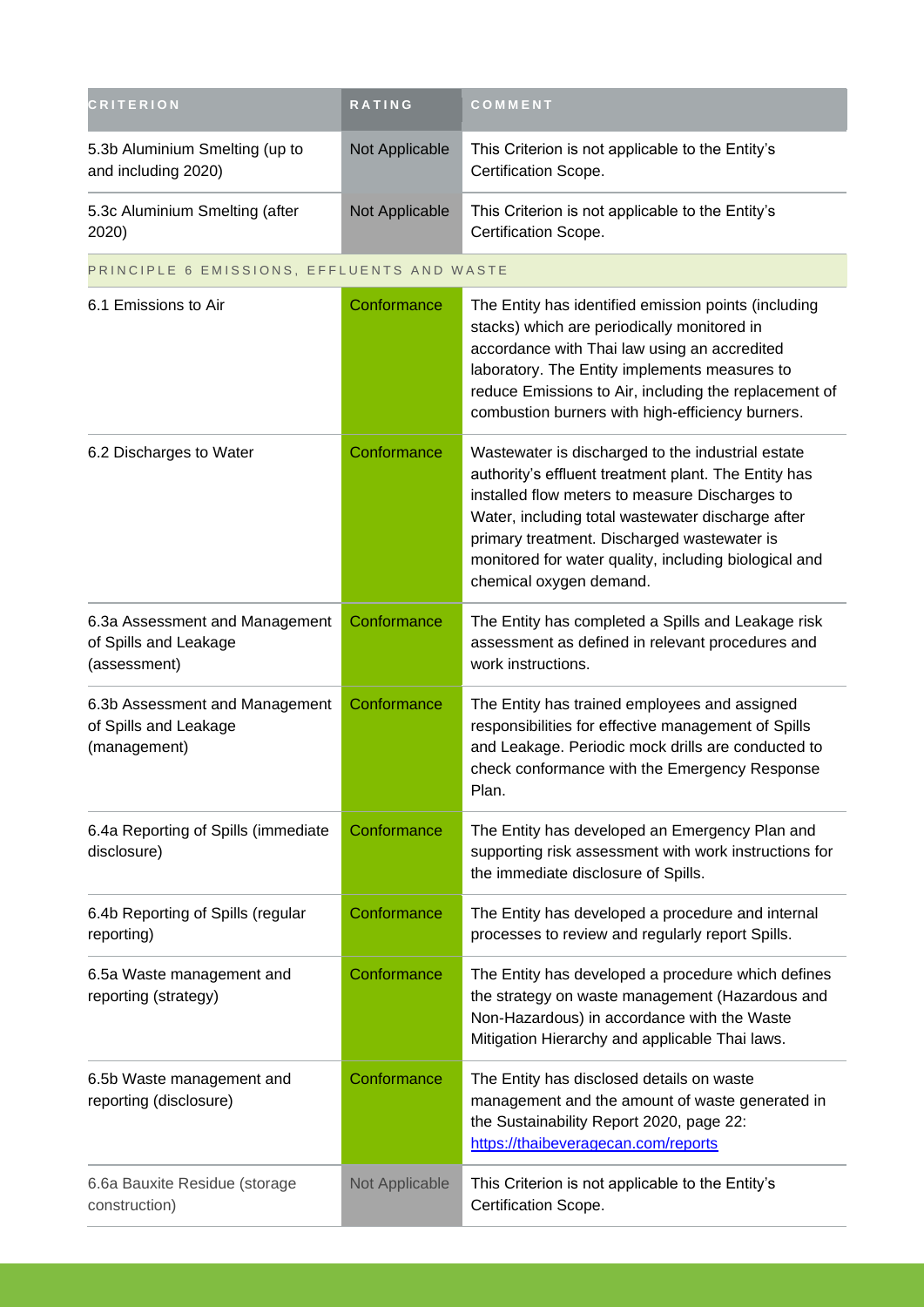| CRITERION | RATING | COMMENT |
| --- | --- | --- |
| 5.3b Aluminium Smelting (up to and including 2020) | Not Applicable | This Criterion is not applicable to the Entity's Certification Scope. |
| 5.3c Aluminium Smelting (after 2020) | Not Applicable | This Criterion is not applicable to the Entity's Certification Scope. |
| PRINCIPLE 6 EMISSIONS, EFFLUENTS AND WASTE | | |
| 6.1 Emissions to Air | Conformance | The Entity has identified emission points (including stacks) which are periodically monitored in accordance with Thai law using an accredited laboratory. The Entity implements measures to reduce Emissions to Air, including the replacement of combustion burners with high-efficiency burners. |
| 6.2 Discharges to Water | Conformance | Wastewater is discharged to the industrial estate authority's effluent treatment plant. The Entity has installed flow meters to measure Discharges to Water, including total wastewater discharge after primary treatment. Discharged wastewater is monitored for water quality, including biological and chemical oxygen demand. |
| 6.3a Assessment and Management of Spills and Leakage (assessment) | Conformance | The Entity has completed a Spills and Leakage risk assessment as defined in relevant procedures and work instructions. |
| 6.3b Assessment and Management of Spills and Leakage (management) | Conformance | The Entity has trained employees and assigned responsibilities for effective management of Spills and Leakage. Periodic mock drills are conducted to check conformance with the Emergency Response Plan. |
| 6.4a Reporting of Spills (immediate disclosure) | Conformance | The Entity has developed an Emergency Plan and supporting risk assessment with work instructions for the immediate disclosure of Spills. |
| 6.4b Reporting of Spills (regular reporting) | Conformance | The Entity has developed a procedure and internal processes to review and regularly report Spills. |
| 6.5a Waste management and reporting (strategy) | Conformance | The Entity has developed a procedure which defines the strategy on waste management (Hazardous and Non-Hazardous) in accordance with the Waste Mitigation Hierarchy and applicable Thai laws. |
| 6.5b Waste management and reporting (disclosure) | Conformance | The Entity has disclosed details on waste management and the amount of waste generated in the Sustainability Report 2020, page 22: https://thaibeveragecan.com/reports |
| 6.6a Bauxite Residue (storage construction) | Not Applicable | This Criterion is not applicable to the Entity's Certification Scope. |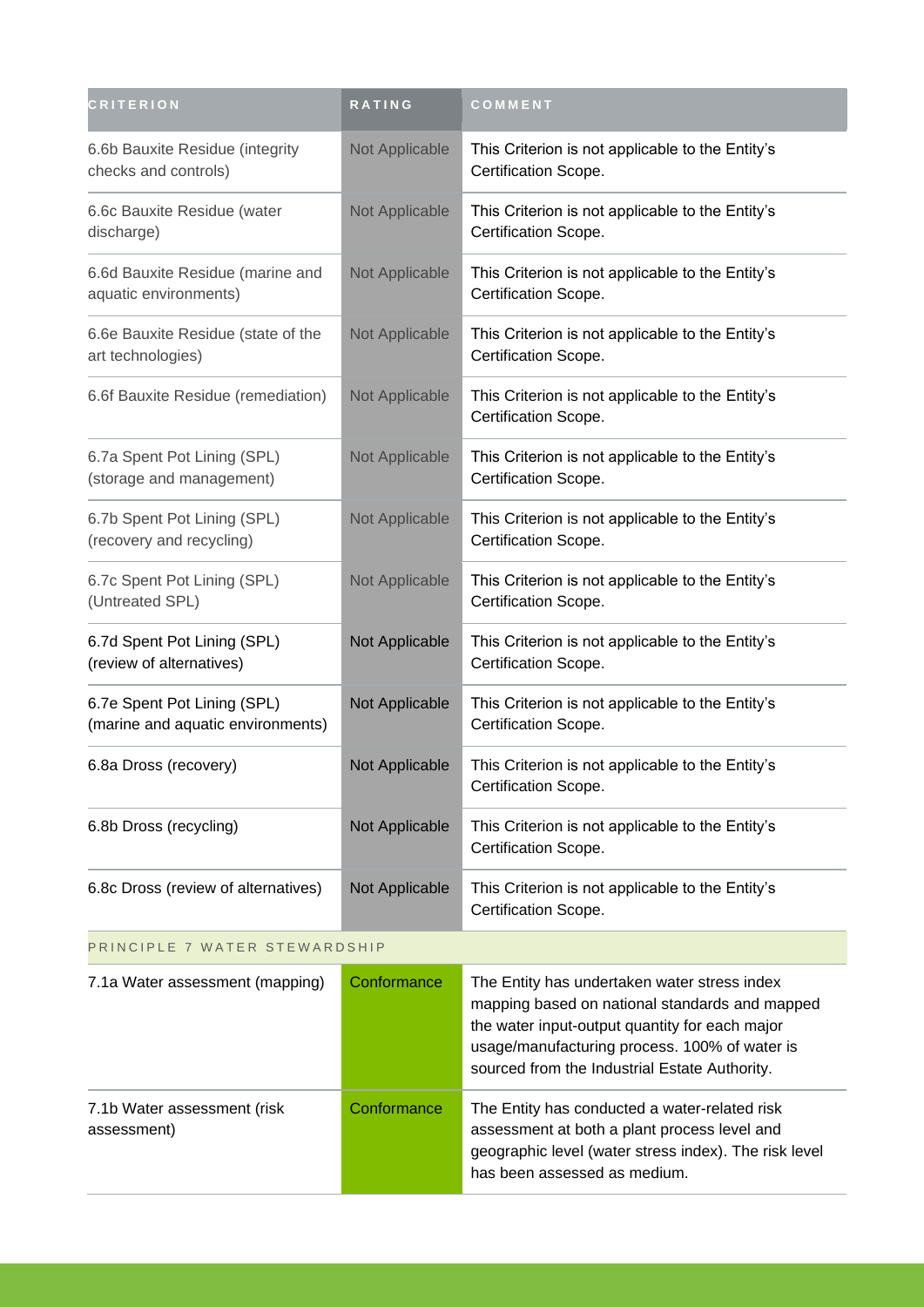| CRITERION | RATING | COMMENT |
| --- | --- | --- |
| 6.6b Bauxite Residue (integrity checks and controls) | Not Applicable | This Criterion is not applicable to the Entity's Certification Scope. |
| 6.6c Bauxite Residue (water discharge) | Not Applicable | This Criterion is not applicable to the Entity's Certification Scope. |
| 6.6d Bauxite Residue (marine and aquatic environments) | Not Applicable | This Criterion is not applicable to the Entity's Certification Scope. |
| 6.6e Bauxite Residue (state of the art technologies) | Not Applicable | This Criterion is not applicable to the Entity's Certification Scope. |
| 6.6f Bauxite Residue (remediation) | Not Applicable | This Criterion is not applicable to the Entity's Certification Scope. |
| 6.7a Spent Pot Lining (SPL) (storage and management) | Not Applicable | This Criterion is not applicable to the Entity's Certification Scope. |
| 6.7b Spent Pot Lining (SPL) (recovery and recycling) | Not Applicable | This Criterion is not applicable to the Entity's Certification Scope. |
| 6.7c Spent Pot Lining (SPL) (Untreated SPL) | Not Applicable | This Criterion is not applicable to the Entity's Certification Scope. |
| 6.7d Spent Pot Lining (SPL) (review of alternatives) | Not Applicable | This Criterion is not applicable to the Entity's Certification Scope. |
| 6.7e Spent Pot Lining (SPL) (marine and aquatic environments) | Not Applicable | This Criterion is not applicable to the Entity's Certification Scope. |
| 6.8a Dross (recovery) | Not Applicable | This Criterion is not applicable to the Entity's Certification Scope. |
| 6.8b Dross (recycling) | Not Applicable | This Criterion is not applicable to the Entity's Certification Scope. |
| 6.8c Dross (review of alternatives) | Not Applicable | This Criterion is not applicable to the Entity's Certification Scope. |
| PRINCIPLE 7 WATER STEWARDSHIP | | |
| 7.1a Water assessment (mapping) | Conformance | The Entity has undertaken water stress index mapping based on national standards and mapped the water input-output quantity for each major usage/manufacturing process. 100% of water is sourced from the Industrial Estate Authority. |
| 7.1b Water assessment (risk assessment) | Conformance | The Entity has conducted a water-related risk assessment at both a plant process level and geographic level (water stress index). The risk level has been assessed as medium. |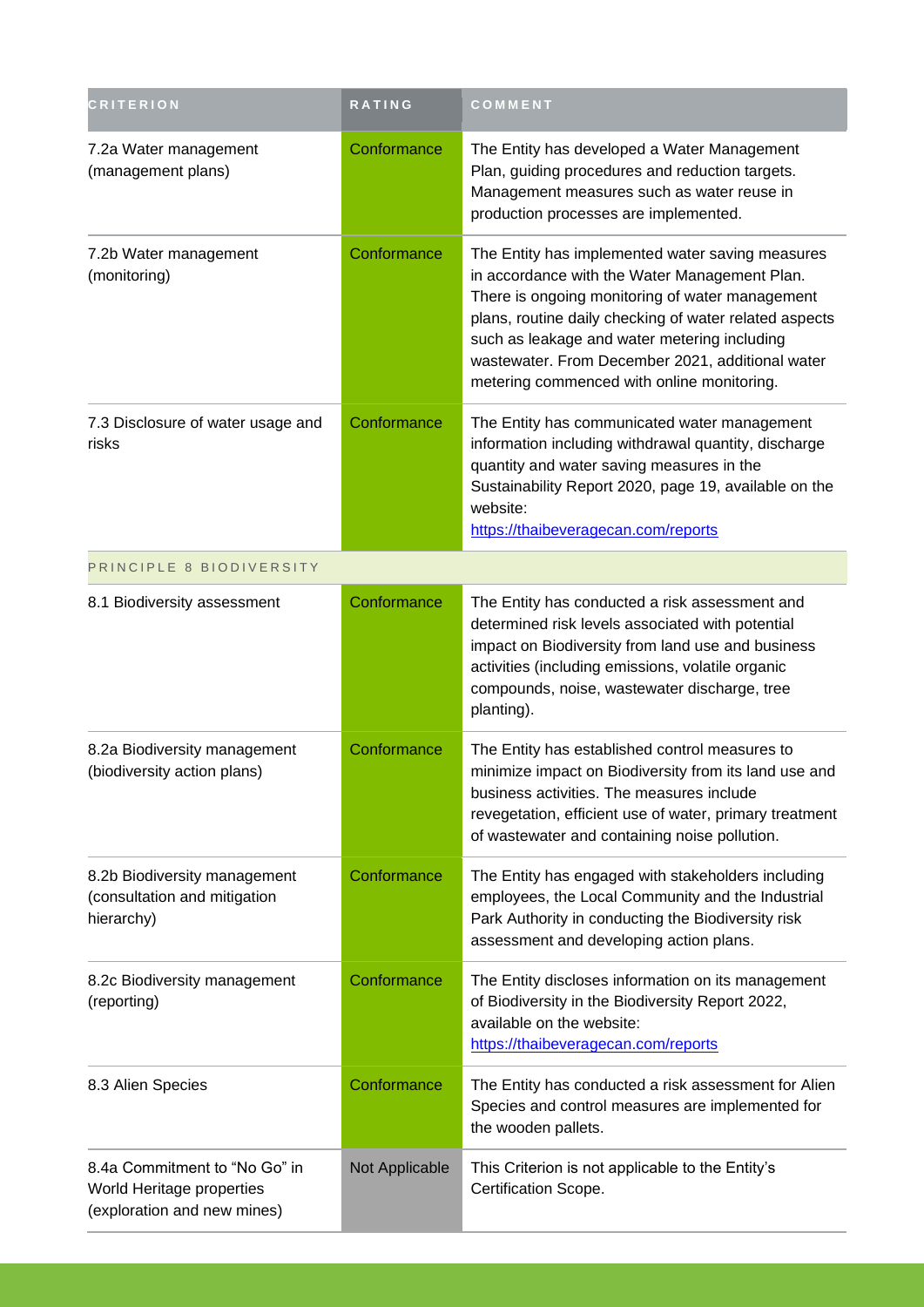| CRITERION | RATING | COMMENT |
| --- | --- | --- |
| 7.2a Water management (management plans) | Conformance | The Entity has developed a Water Management Plan, guiding procedures and reduction targets. Management measures such as water reuse in production processes are implemented. |
| 7.2b Water management (monitoring) | Conformance | The Entity has implemented water saving measures in accordance with the Water Management Plan. There is ongoing monitoring of water management plans, routine daily checking of water related aspects such as leakage and water metering including wastewater. From December 2021, additional water metering commenced with online monitoring. |
| 7.3 Disclosure of water usage and risks | Conformance | The Entity has communicated water management information including withdrawal quantity, discharge quantity and water saving measures in the Sustainability Report 2020, page 19, available on the website: https://thaibeveragecan.com/reports |
| PRINCIPLE 8 BIODIVERSITY | | |
| 8.1 Biodiversity assessment | Conformance | The Entity has conducted a risk assessment and determined risk levels associated with potential impact on Biodiversity from land use and business activities (including emissions, volatile organic compounds, noise, wastewater discharge, tree planting). |
| 8.2a Biodiversity management (biodiversity action plans) | Conformance | The Entity has established control measures to minimize impact on Biodiversity from its land use and business activities. The measures include revegetation, efficient use of water, primary treatment of wastewater and containing noise pollution. |
| 8.2b Biodiversity management (consultation and mitigation hierarchy) | Conformance | The Entity has engaged with stakeholders including employees, the Local Community and the Industrial Park Authority in conducting the Biodiversity risk assessment and developing action plans. |
| 8.2c Biodiversity management (reporting) | Conformance | The Entity discloses information on its management of Biodiversity in the Biodiversity Report 2022, available on the website: https://thaibeveragecan.com/reports |
| 8.3 Alien Species | Conformance | The Entity has conducted a risk assessment for Alien Species and control measures are implemented for the wooden pallets. |
| 8.4a Commitment to "No Go" in World Heritage properties (exploration and new mines) | Not Applicable | This Criterion is not applicable to the Entity's Certification Scope. |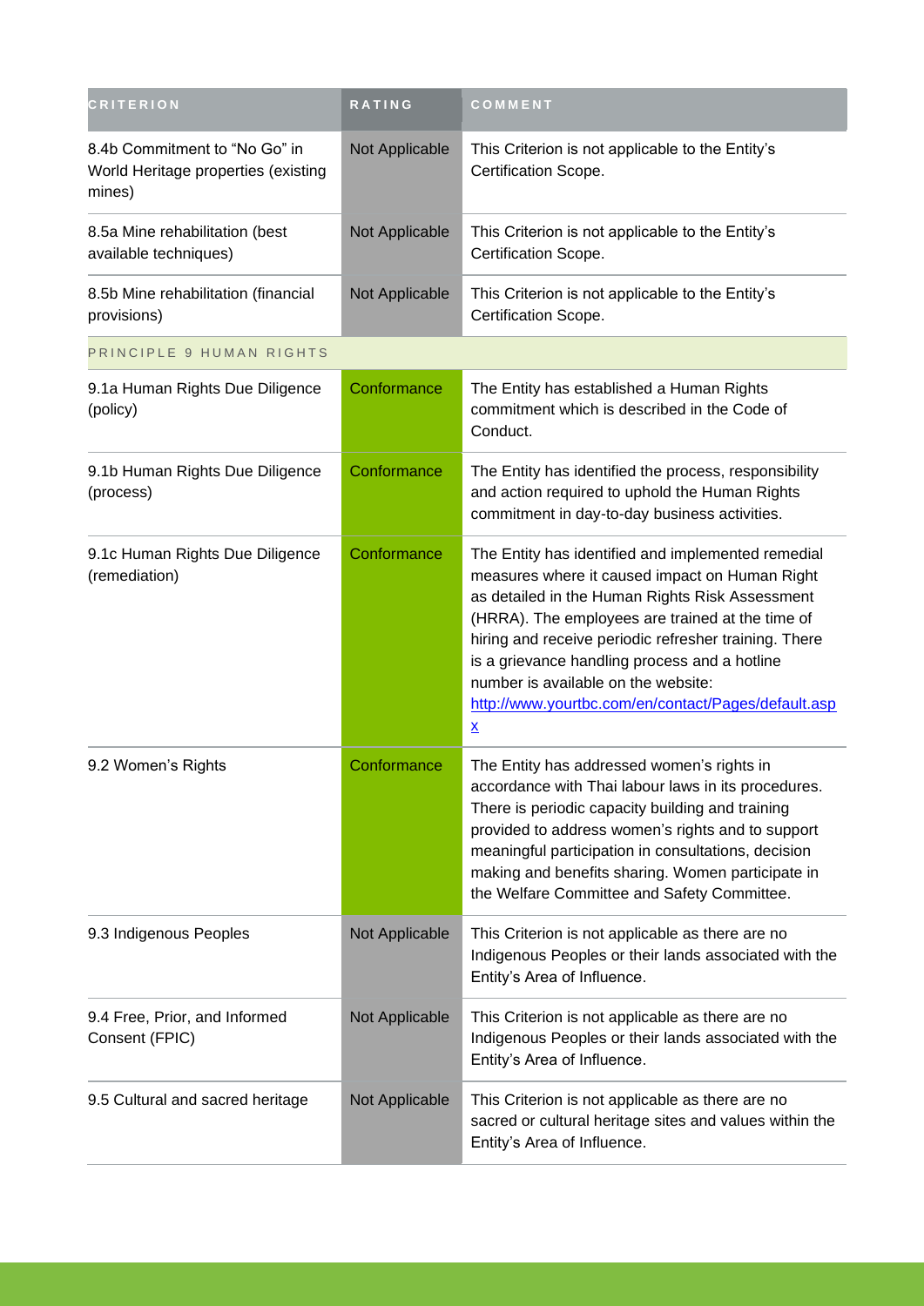| CRITERION | RATING | COMMENT |
|---|---|---|
| 8.4b Commitment to "No Go" in World Heritage properties (existing mines) | Not Applicable | This Criterion is not applicable to the Entity's Certification Scope. |
| 8.5a Mine rehabilitation (best available techniques) | Not Applicable | This Criterion is not applicable to the Entity's Certification Scope. |
| 8.5b Mine rehabilitation (financial provisions) | Not Applicable | This Criterion is not applicable to the Entity's Certification Scope. |
| PRINCIPLE 9 HUMAN RIGHTS | | |
| 9.1a Human Rights Due Diligence (policy) | Conformance | The Entity has established a Human Rights commitment which is described in the Code of Conduct. |
| 9.1b Human Rights Due Diligence (process) | Conformance | The Entity has identified the process, responsibility and action required to uphold the Human Rights commitment in day-to-day business activities. |
| 9.1c Human Rights Due Diligence (remediation) | Conformance | The Entity has identified and implemented remedial measures where it caused impact on Human Right as detailed in the Human Rights Risk Assessment (HRRA). The employees are trained at the time of hiring and receive periodic refresher training. There is a grievance handling process and a hotline number is available on the website: [http://www.yourtbc.com/en/contact/Pages/default.aspx](http://www.yourtbc.com/en/contact/Pages/default.aspx) |
| 9.2 Women's Rights | Conformance | The Entity has addressed women's rights in accordance with Thai labour laws in its procedures. There is periodic capacity building and training provided to address women's rights and to support meaningful participation in consultations, decision making and benefits sharing. Women participate in the Welfare Committee and Safety Committee. |
| 9.3 Indigenous Peoples | Not Applicable | This Criterion is not applicable as there are no Indigenous Peoples or their lands associated with the Entity's Area of Influence. |
| 9.4 Free, Prior, and Informed Consent (FPIC) | Not Applicable | This Criterion is not applicable as there are no Indigenous Peoples or their lands associated with the Entity's Area of Influence. |
| 9.5 Cultural and sacred heritage | Not Applicable | This Criterion is not applicable as there are no sacred or cultural heritage sites and values within the Entity's Area of Influence. |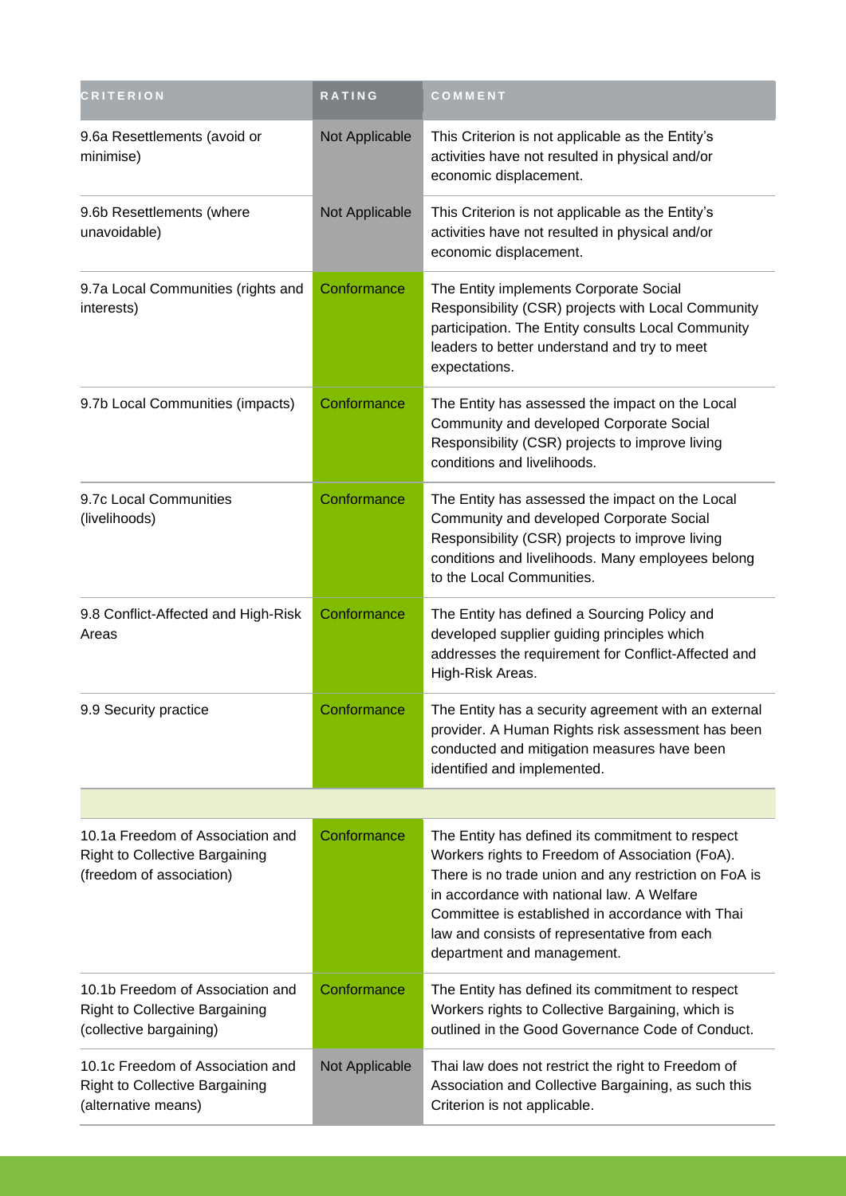| CRITERION | RATING | COMMENT |
| --- | --- | --- |
| 9.6a Resettlements (avoid or minimise) | Not Applicable | This Criterion is not applicable as the Entity's activities have not resulted in physical and/or economic displacement. |
| 9.6b Resettlements (where unavoidable) | Not Applicable | This Criterion is not applicable as the Entity's activities have not resulted in physical and/or economic displacement. |
| 9.7a Local Communities (rights and interests) | Conformance | The Entity implements Corporate Social Responsibility (CSR) projects with Local Community participation. The Entity consults Local Community leaders to better understand and try to meet expectations. |
| 9.7b Local Communities (impacts) | Conformance | The Entity has assessed the impact on the Local Community and developed Corporate Social Responsibility (CSR) projects to improve living conditions and livelihoods. |
| 9.7c Local Communities (livelihoods) | Conformance | The Entity has assessed the impact on the Local Community and developed Corporate Social Responsibility (CSR) projects to improve living conditions and livelihoods. Many employees belong to the Local Communities. |
| 9.8 Conflict-Affected and High-Risk Areas | Conformance | The Entity has defined a Sourcing Policy and developed supplier guiding principles which addresses the requirement for Conflict-Affected and High-Risk Areas. |
| 9.9 Security practice | Conformance | The Entity has a security agreement with an external provider. A Human Rights risk assessment has been conducted and mitigation measures have been identified and implemented. |
| | | |
| 10.1a Freedom of Association and Right to Collective Bargaining (freedom of association) | Conformance | The Entity has defined its commitment to respect Workers rights to Freedom of Association (FoA). There is no trade union and any restriction on FoA is in accordance with national law. A Welfare Committee is established in accordance with Thai law and consists of representative from each department and management. |
| 10.1b Freedom of Association and Right to Collective Bargaining (collective bargaining) | Conformance | The Entity has defined its commitment to respect Workers rights to Collective Bargaining, which is outlined in the Good Governance Code of Conduct. |
| 10.1c Freedom of Association and Right to Collective Bargaining (alternative means) | Not Applicable | Thai law does not restrict the right to Freedom of Association and Collective Bargaining, as such this Criterion is not applicable. |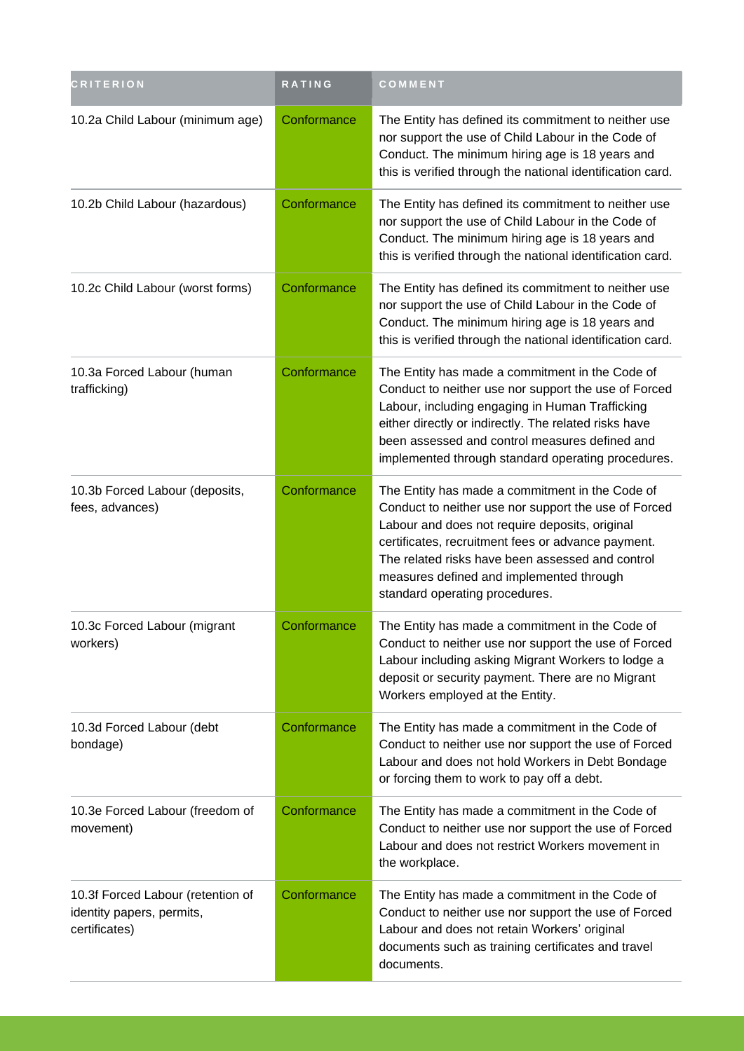| CRITERION | RATING | COMMENT |
| --- | --- | --- |
| 10.2a Child Labour (minimum age) | Conformance | The Entity has defined its commitment to neither use nor support the use of Child Labour in the Code of Conduct. The minimum hiring age is 18 years and this is verified through the national identification card. |
| 10.2b Child Labour (hazardous) | Conformance | The Entity has defined its commitment to neither use nor support the use of Child Labour in the Code of Conduct. The minimum hiring age is 18 years and this is verified through the national identification card. |
| 10.2c Child Labour (worst forms) | Conformance | The Entity has defined its commitment to neither use nor support the use of Child Labour in the Code of Conduct. The minimum hiring age is 18 years and this is verified through the national identification card. |
| 10.3a Forced Labour (human trafficking) | Conformance | The Entity has made a commitment in the Code of Conduct to neither use nor support the use of Forced Labour, including engaging in Human Trafficking either directly or indirectly. The related risks have been assessed and control measures defined and implemented through standard operating procedures. |
| 10.3b Forced Labour (deposits, fees, advances) | Conformance | The Entity has made a commitment in the Code of Conduct to neither use nor support the use of Forced Labour and does not require deposits, original certificates, recruitment fees or advance payment. The related risks have been assessed and control measures defined and implemented through standard operating procedures. |
| 10.3c Forced Labour (migrant workers) | Conformance | The Entity has made a commitment in the Code of Conduct to neither use nor support the use of Forced Labour including asking Migrant Workers to lodge a deposit or security payment. There are no Migrant Workers employed at the Entity. |
| 10.3d Forced Labour (debt bondage) | Conformance | The Entity has made a commitment in the Code of Conduct to neither use nor support the use of Forced Labour and does not hold Workers in Debt Bondage or forcing them to work to pay off a debt. |
| 10.3e Forced Labour (freedom of movement) | Conformance | The Entity has made a commitment in the Code of Conduct to neither use nor support the use of Forced Labour and does not restrict Workers movement in the workplace. |
| 10.3f Forced Labour (retention of identity papers, permits, certificates) | Conformance | The Entity has made a commitment in the Code of Conduct to neither use nor support the use of Forced Labour and does not retain Workers' original documents such as training certificates and travel documents. |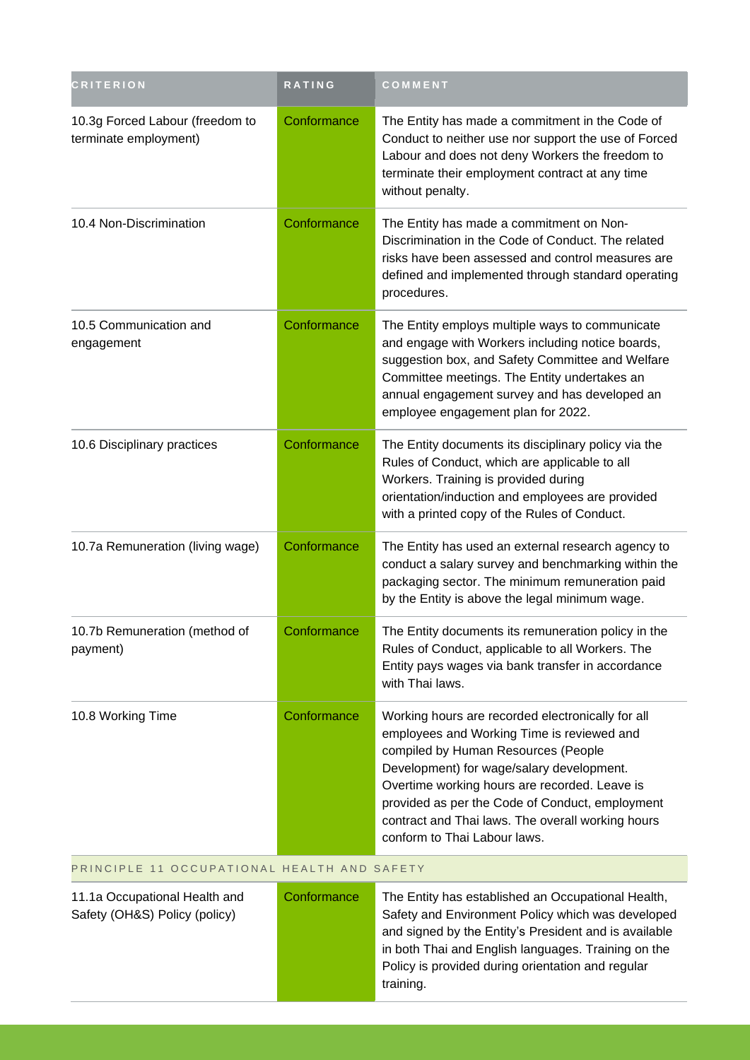| CRITERION | RATING | COMMENT |
| --- | --- | --- |
| 10.3g Forced Labour (freedom to terminate employment) | Conformance | The Entity has made a commitment in the Code of Conduct to neither use nor support the use of Forced Labour and does not deny Workers the freedom to terminate their employment contract at any time without penalty. |
| 10.4 Non-Discrimination | Conformance | The Entity has made a commitment on Non-Discrimination in the Code of Conduct. The related risks have been assessed and control measures are defined and implemented through standard operating procedures. |
| 10.5 Communication and engagement | Conformance | The Entity employs multiple ways to communicate and engage with Workers including notice boards, suggestion box, and Safety Committee and Welfare Committee meetings. The Entity undertakes an annual engagement survey and has developed an employee engagement plan for 2022. |
| 10.6 Disciplinary practices | Conformance | The Entity documents its disciplinary policy via the Rules of Conduct, which are applicable to all Workers. Training is provided during orientation/induction and employees are provided with a printed copy of the Rules of Conduct. |
| 10.7a Remuneration (living wage) | Conformance | The Entity has used an external research agency to conduct a salary survey and benchmarking within the packaging sector. The minimum remuneration paid by the Entity is above the legal minimum wage. |
| 10.7b Remuneration (method of payment) | Conformance | The Entity documents its remuneration policy in the Rules of Conduct, applicable to all Workers. The Entity pays wages via bank transfer in accordance with Thai laws. |
| 10.8 Working Time | Conformance | Working hours are recorded electronically for all employees and Working Time is reviewed and compiled by Human Resources (People Development) for wage/salary development. Overtime working hours are recorded. Leave is provided as per the Code of Conduct, employment contract and Thai laws. The overall working hours conform to Thai Labour laws. |
| PRINCIPLE 11 OCCUPATIONAL HEALTH AND SAFETY | | |
| 11.1a Occupational Health and Safety (OH&S) Policy (policy) | Conformance | The Entity has established an Occupational Health, Safety and Environment Policy which was developed and signed by the Entity's President and is available in both Thai and English languages. Training on the Policy is provided during orientation and regular training. |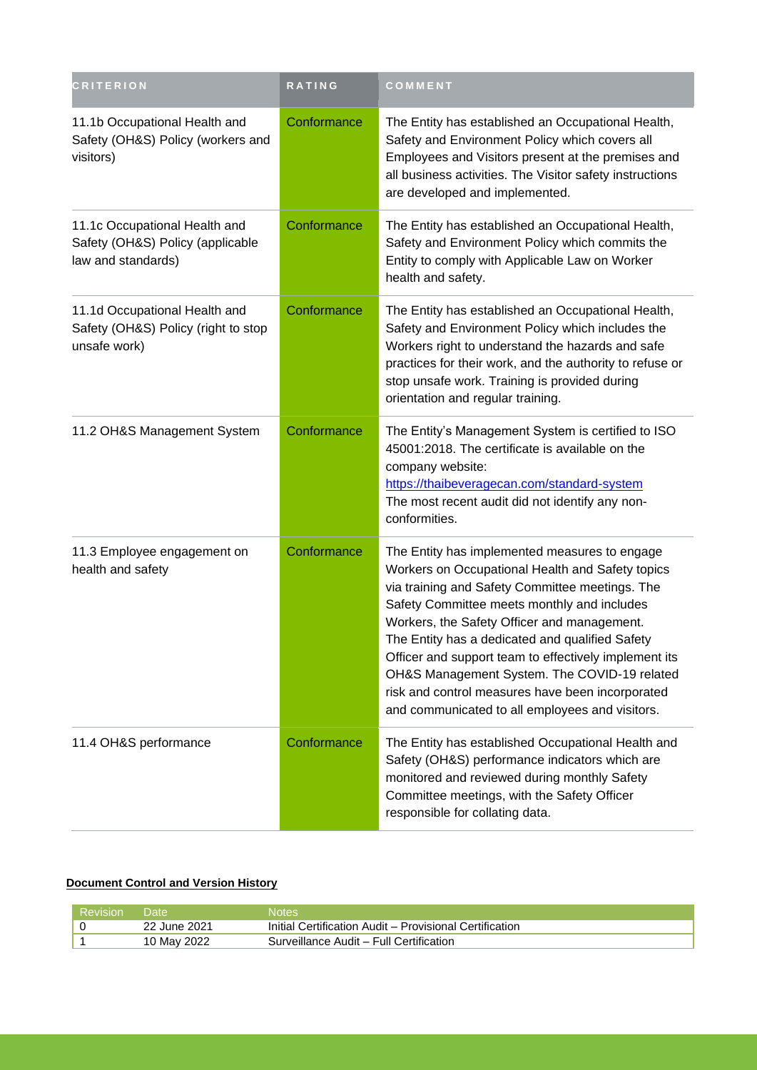| CRITERION | RATING | COMMENT |
| --- | --- | --- |
| 11.1b Occupational Health and Safety (OH&S) Policy (workers and visitors) | Conformance | The Entity has established an Occupational Health, Safety and Environment Policy which covers all Employees and Visitors present at the premises and all business activities. The Visitor safety instructions are developed and implemented. |
| 11.1c Occupational Health and Safety (OH&S) Policy (applicable law and standards) | Conformance | The Entity has established an Occupational Health, Safety and Environment Policy which commits the Entity to comply with Applicable Law on Worker health and safety. |
| 11.1d Occupational Health and Safety (OH&S) Policy (right to stop unsafe work) | Conformance | The Entity has established an Occupational Health, Safety and Environment Policy which includes the Workers right to understand the hazards and safe practices for their work, and the authority to refuse or stop unsafe work. Training is provided during orientation and regular training. |
| 11.2 OH&S Management System | Conformance | The Entity's Management System is certified to ISO 45001:2018. The certificate is available on the company website: https://thaibeveragecan.com/standard-system The most recent audit did not identify any non-conformities. |
| 11.3 Employee engagement on health and safety | Conformance | The Entity has implemented measures to engage Workers on Occupational Health and Safety topics via training and Safety Committee meetings. The Safety Committee meets monthly and includes Workers, the Safety Officer and management. The Entity has a dedicated and qualified Safety Officer and support team to effectively implement its OH&S Management System. The COVID-19 related risk and control measures have been incorporated and communicated to all employees and visitors. |
| 11.4 OH&S performance | Conformance | The Entity has established Occupational Health and Safety (OH&S) performance indicators which are monitored and reviewed during monthly Safety Committee meetings, with the Safety Officer responsible for collating data. |

**Document Control and Version History**

| Revision | Date | Notes |
| --- | --- | --- |
| 0 | 22 June 2021 | Initial Certification Audit – Provisional Certification |
| 1 | 10 May 2022 | Surveillance Audit – Full Certification |